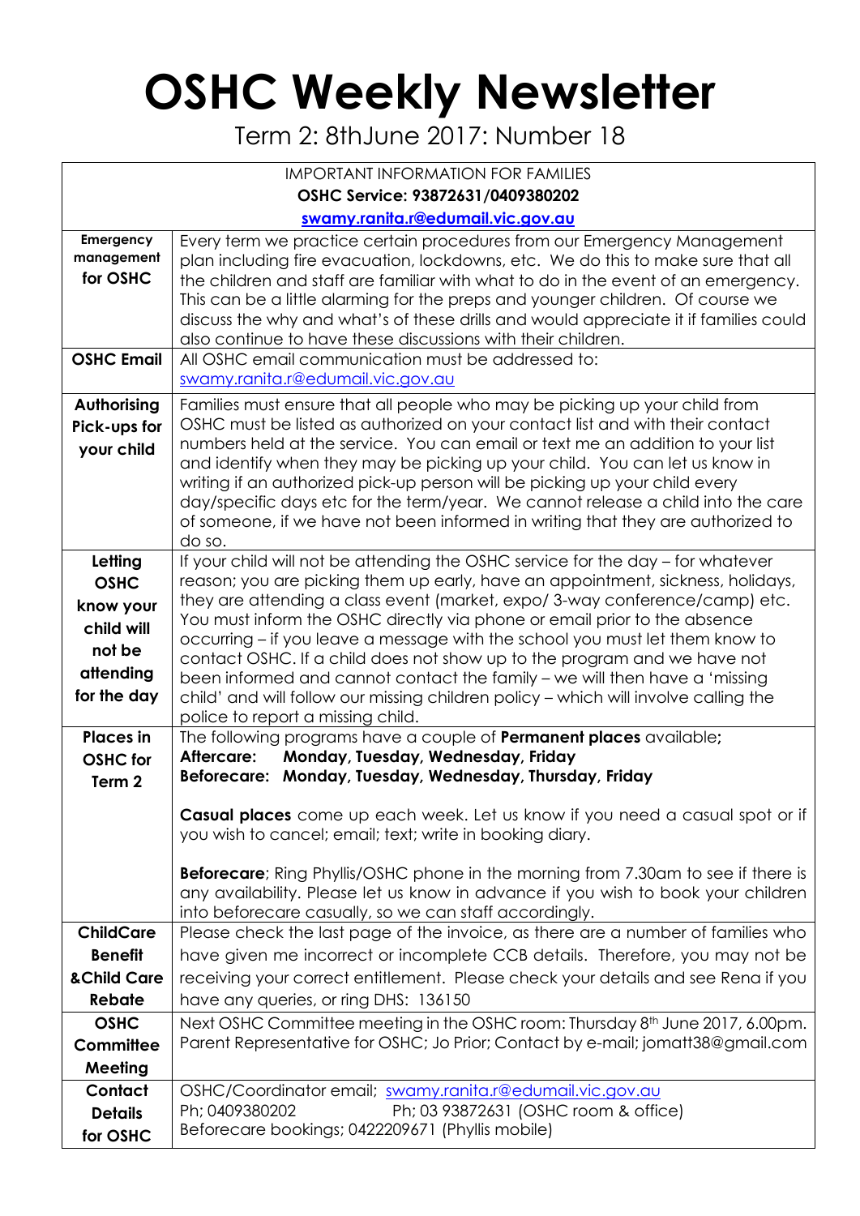# OSHC Weekly Newsletter

Term 2: 8thJune 2017: Number 18

| IMPORTANT INFORMATION FOR FAMILIES<br>**OSHC Service: 93872631/0409380202**<br>**swamy.ranita.r@edumail.vic.gov.au** | |
|---|---|
| **Emergency management for OSHC** | Every term we practice certain procedures from our Emergency Management plan including fire evacuation, lockdowns, etc. We do this to make sure that all the children and staff are familiar with what to do in the event of an emergency. This can be a little alarming for the preps and younger children. Of course we discuss the why and what's of these drills and would appreciate it if families could also continue to have these discussions with their children. |
| **OSHC Email** | All OSHC email communication must be addressed to: swamy.ranita.r@edumail.vic.gov.au |
| **Authorising Pick-ups for your child** | Families must ensure that all people who may be picking up your child from OSHC must be listed as authorized on your contact list and with their contact numbers held at the service. You can email or text me an addition to your list and identify when they may be picking up your child. You can let us know in writing if an authorized pick-up person will be picking up your child every day/specific days etc for the term/year. We cannot release a child into the care of someone, if we have not been informed in writing that they are authorized to do so. |
| **Letting OSHC know your child will not be attending for the day** | If your child will not be attending the OSHC service for the day – for whatever reason; you are picking them up early, have an appointment, sickness, holidays, they are attending a class event (market, expo/ 3-way conference/camp) etc. You must inform the OSHC directly via phone or email prior to the absence occurring – if you leave a message with the school you must let them know to contact OSHC. If a child does not show up to the program and we have not been informed and cannot contact the family – we will then have a 'missing child' and will follow our missing children policy – which will involve calling the police to report a missing child. |
| **Places in OSHC for Term 2** | The following programs have a couple of **Permanent places** available;<br>**Aftercare: Monday, Tuesday, Wednesday, Friday**<br>**Beforecare: Monday, Tuesday, Wednesday, Thursday, Friday**<br><br>**Casual places** come up each week. Let us know if you need a casual spot or if you wish to cancel; email; text; write in booking diary.<br><br>**Beforecare**; Ring Phyllis/OSHC phone in the morning from 7.30am to see if there is any availability. Please let us know in advance if you wish to book your children into beforecare casually, so we can staff accordingly. |
| **ChildCare Benefit &Child Care Rebate** | Please check the last page of the invoice, as there are a number of families who have given me incorrect or incomplete CCB details. Therefore, you may not be receiving your correct entitlement. Please check your details and see Rena if you have any queries, or ring DHS: 136150 |
| **OSHC Committee Meeting** | Next OSHC Committee meeting in the OSHC room: Thursday 8th June 2017, 6.00pm. Parent Representative for OSHC; Jo Prior; Contact by e-mail; jomatt38@gmail.com |
| **Contact Details for OSHC** | OSHC/Coordinator email; swamy.ranita.r@edumail.vic.gov.au<br>Ph; 0409380202 Ph; 03 93872631 (OSHC room & office)<br>Beforecare bookings; 0422209671 (Phyllis mobile) |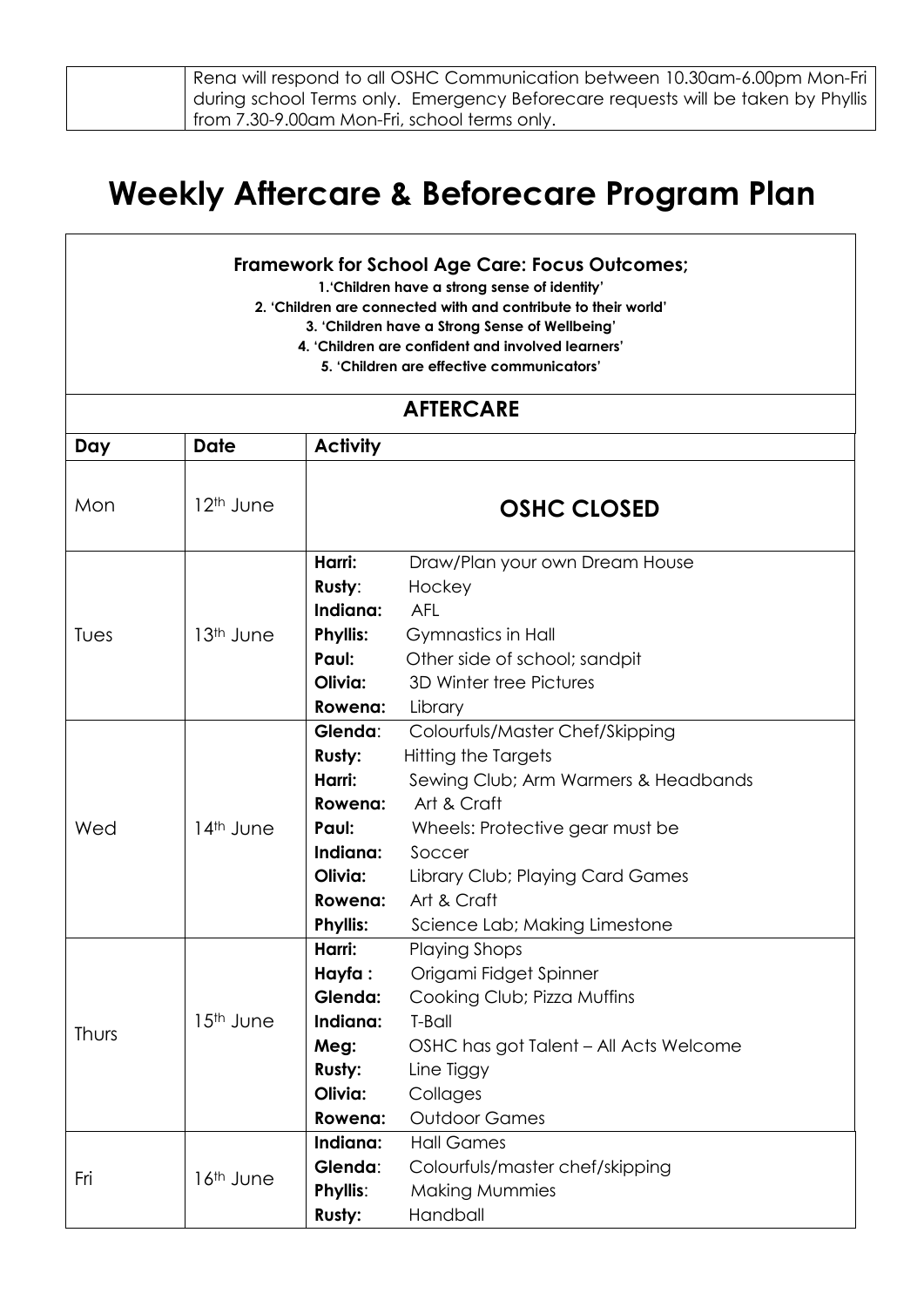| | Rena will respond to all OSHC Communication between 10.30am-6.00pm Mon-Fri during school Terms only. Emergency Beforecare requests will be taken by Phyllis from 7.30-9.00am Mon-Fri, school terms only. |
|---|---|

# Weekly Aftercare & Beforecare Program Plan

**Framework for School Age Care: Focus Outcomes;**

**1.'Children have a strong sense of identity'**
**2. 'Children are connected with and contribute to their world'**
**3. 'Children have a Strong Sense of Wellbeing'**
**4. 'Children are confident and involved learners'**
**5. 'Children are effective communicators'**

## AFTERCARE

| Day | Date | Activity |
|---|---|---|
| Mon | 12th June | **OSHC CLOSED** |
| Tues | 13th June | **Harri:** Draw/Plan your own Dream House<br>**Rusty**: Hockey<br>**Indiana:** AFL<br>**Phyllis:** Gymnastics in Hall<br>**Paul:** Other side of school; sandpit<br>**Olivia:** 3D Winter tree Pictures<br>**Rowena:** Library |
| Wed | 14th June | **Glenda**: Colourfuls/Master Chef/Skipping<br>**Rusty:** Hitting the Targets<br>**Harri:** Sewing Club; Arm Warmers & Headbands<br>**Rowena:** Art & Craft<br>**Paul:** Wheels: Protective gear must be<br>**Indiana:** Soccer<br>**Olivia:** Library Club; Playing Card Games<br>**Rowena:** Art & Craft<br>**Phyllis:** Science Lab; Making Limestone |
| Thurs | 15th June | **Harri:** Playing Shops<br>**Hayfa :** Origami Fidget Spinner<br>**Glenda:** Cooking Club; Pizza Muffins<br>**Indiana:** T-Ball<br>**Meg:** OSHC has got Talent – All Acts Welcome<br>**Rusty:** Line Tiggy<br>**Olivia:** Collages<br>**Rowena:** Outdoor Games |
| Fri | 16th June | **Indiana:** Hall Games<br>**Glenda**: Colourfuls/master chef/skipping<br>**Phyllis**: Making Mummies<br>**Rusty:** Handball |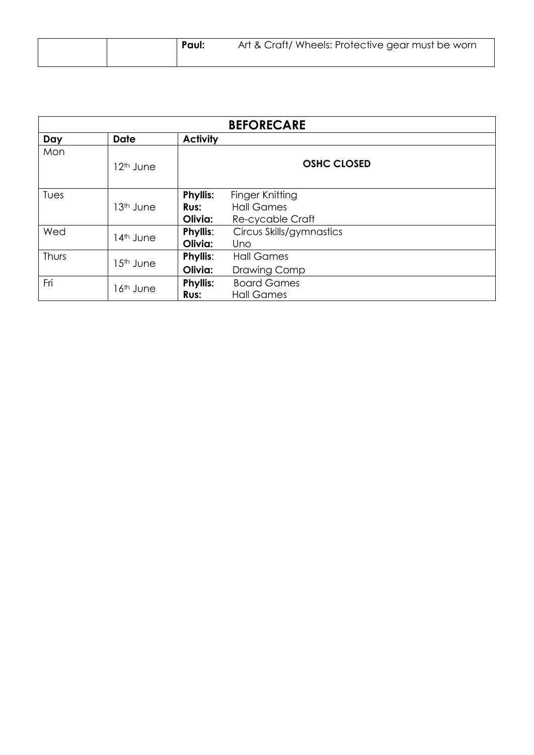| | | |
|---|---|---|
| | | **Paul:** Art & Craft/ Wheels: Protective gear must be worn |

| BEFORECARE | | |
|---|---|---|
| **Day** | **Date** | **Activity** |
| Mon | 12th June | **OSHC CLOSED** |
| Tues | 13th June | **Phyllis:** Finger Knitting<br>**Rus:** Hall Games<br>**Olivia:** Re-cycable Craft |
| Wed | 14th June | **Phyllis**: Circus Skills/gymnastics<br>**Olivia:** Uno |
| Thurs | 15th June | **Phyllis**: Hall Games<br>**Olivia:** Drawing Comp |
| Fri | 16th June | **Phyllis:** Board Games<br>**Rus:** Hall Games |